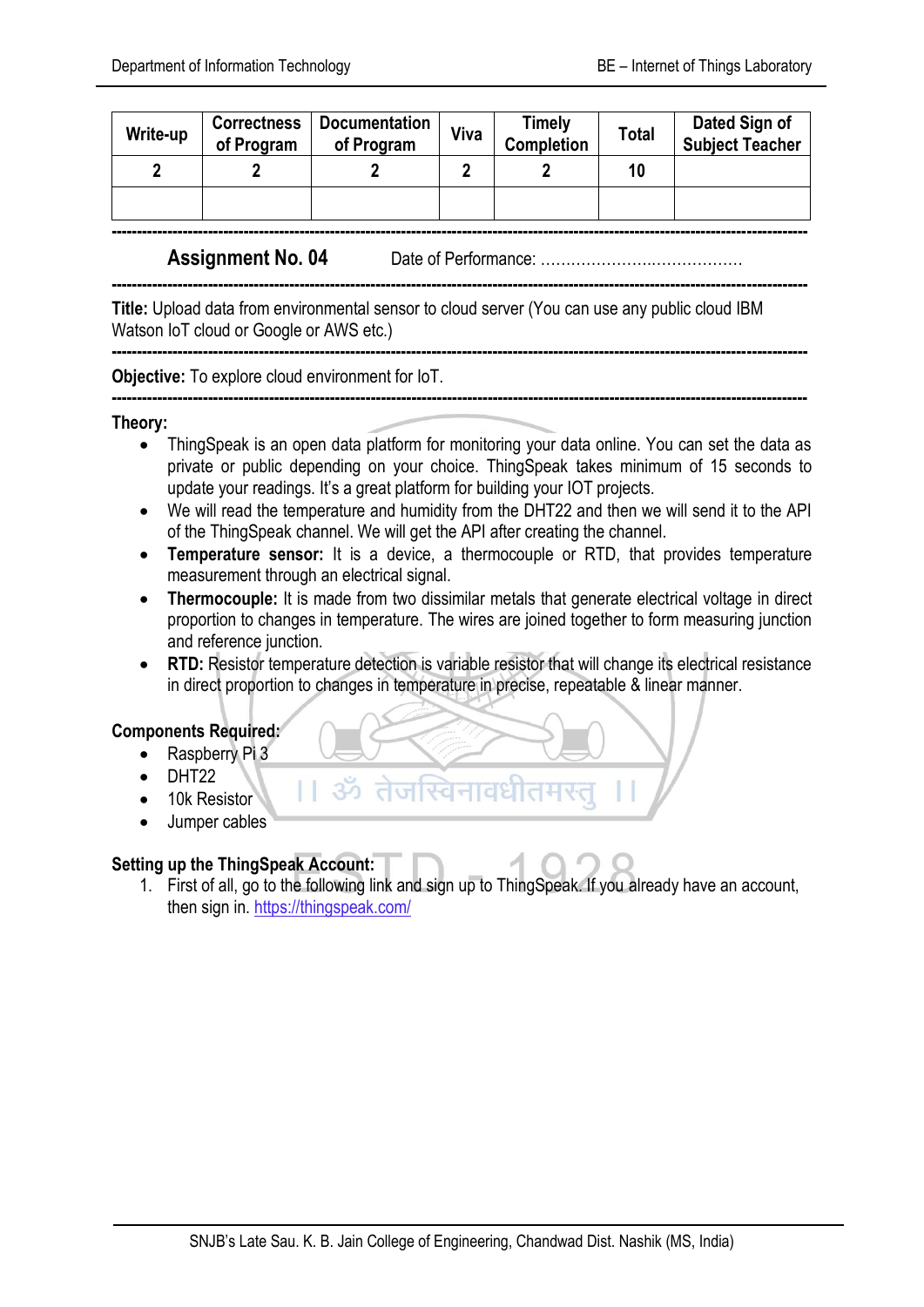| Write-up | Correctness of Program | Documentation of Program | Viva | Timely Completion | Total | Dated Sign of Subject Teacher |
|---|---|---|---|---|---|---|
| 2 | 2 | 2 | 2 | 2 | 10 | |
| | | | | | | |

---

**Assignment No. 04** Date of Performance: …………………..………………

---

**Title:** Upload data from environmental sensor to cloud server (You can use any public cloud IBM Watson IoT cloud or Google or AWS etc.)

---

**Objective:** To explore cloud environment for IoT.

---

**Theory:**

- ThingSpeak is an open data platform for monitoring your data online. You can set the data as private or public depending on your choice. ThingSpeak takes minimum of 15 seconds to update your readings. It's a great platform for building your IOT projects.
- We will read the temperature and humidity from the DHT22 and then we will send it to the API of the ThingSpeak channel. We will get the API after creating the channel.
- **Temperature sensor:** It is a device, a thermocouple or RTD, that provides temperature measurement through an electrical signal.
- **Thermocouple:** It is made from two dissimilar metals that generate electrical voltage in direct proportion to changes in temperature. The wires are joined together to form measuring junction and reference junction.
- **RTD:** Resistor temperature detection is variable resistor that will change its electrical resistance in direct proportion to changes in temperature in precise, repeatable & linear manner.

**Components Required:**

- Raspberry Pi 3
- DHT22
- 10k Resistor
- Jumper cables

**Setting up the ThingSpeak Account:**

1. First of all, go to the following link and sign up to ThingSpeak. If you already have an account, then sign in. https://thingspeak.com/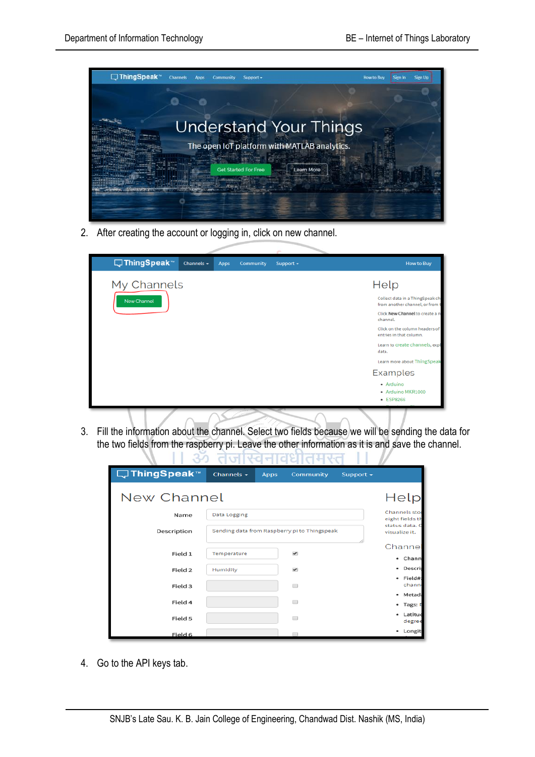2. After creating the account or logging in, click on new channel.

3. Fill the information about the channel. Select two fields because we will be sending the data for the two fields from the raspberry pi. Leave the other information as it is and save the channel.

4. Go to the API keys tab.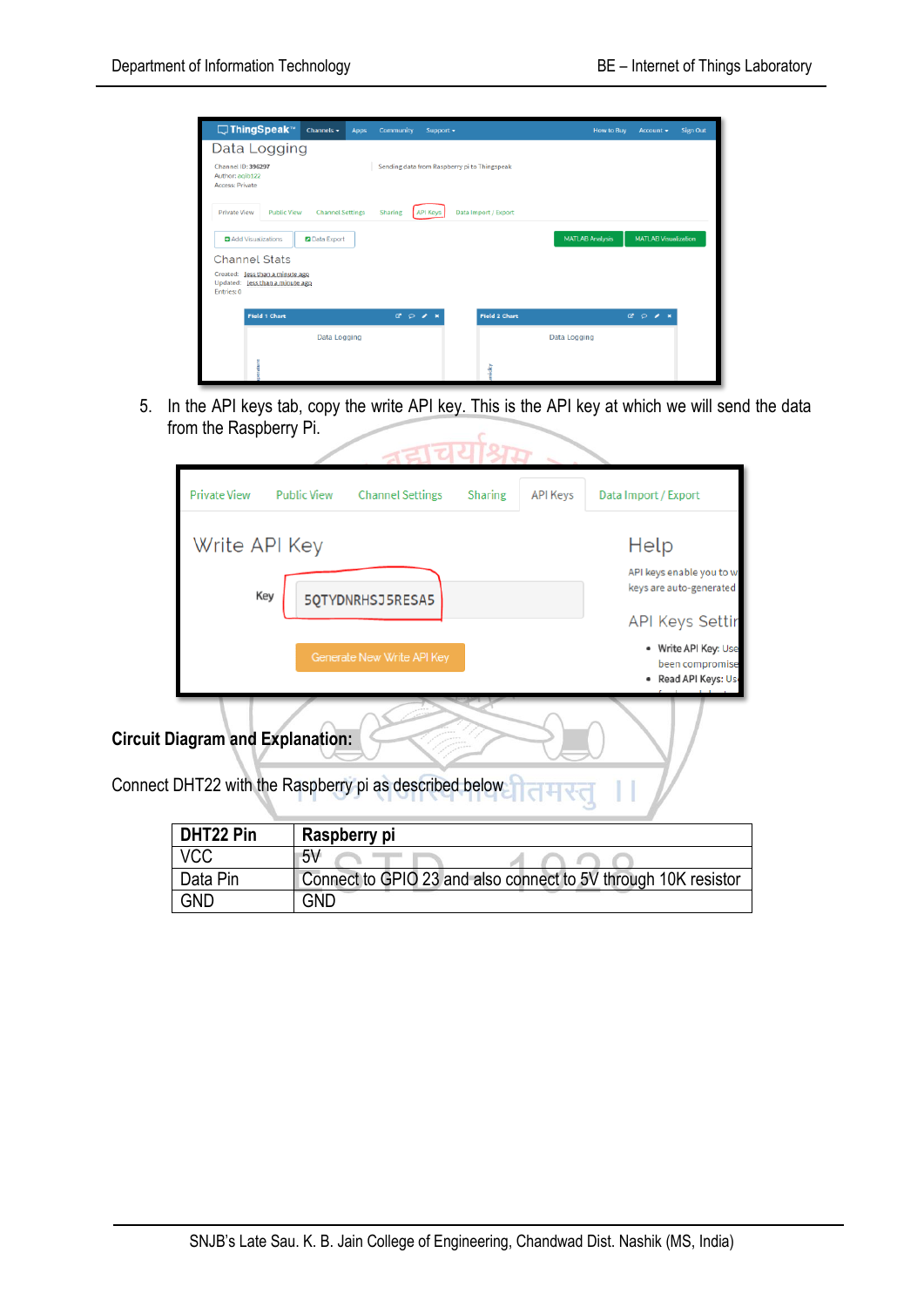5. In the API keys tab, copy the write API key. This is the API key at which we will send the data from the Raspberry Pi.

**Circuit Diagram and Explanation:**

Connect DHT22 with the Raspberry pi as described below

| DHT22 Pin | Raspberry pi |
|---|---|
| VCC | 5V |
| Data Pin | Connect to GPIO 23 and also connect to 5V through 10K resistor |
| GND | GND |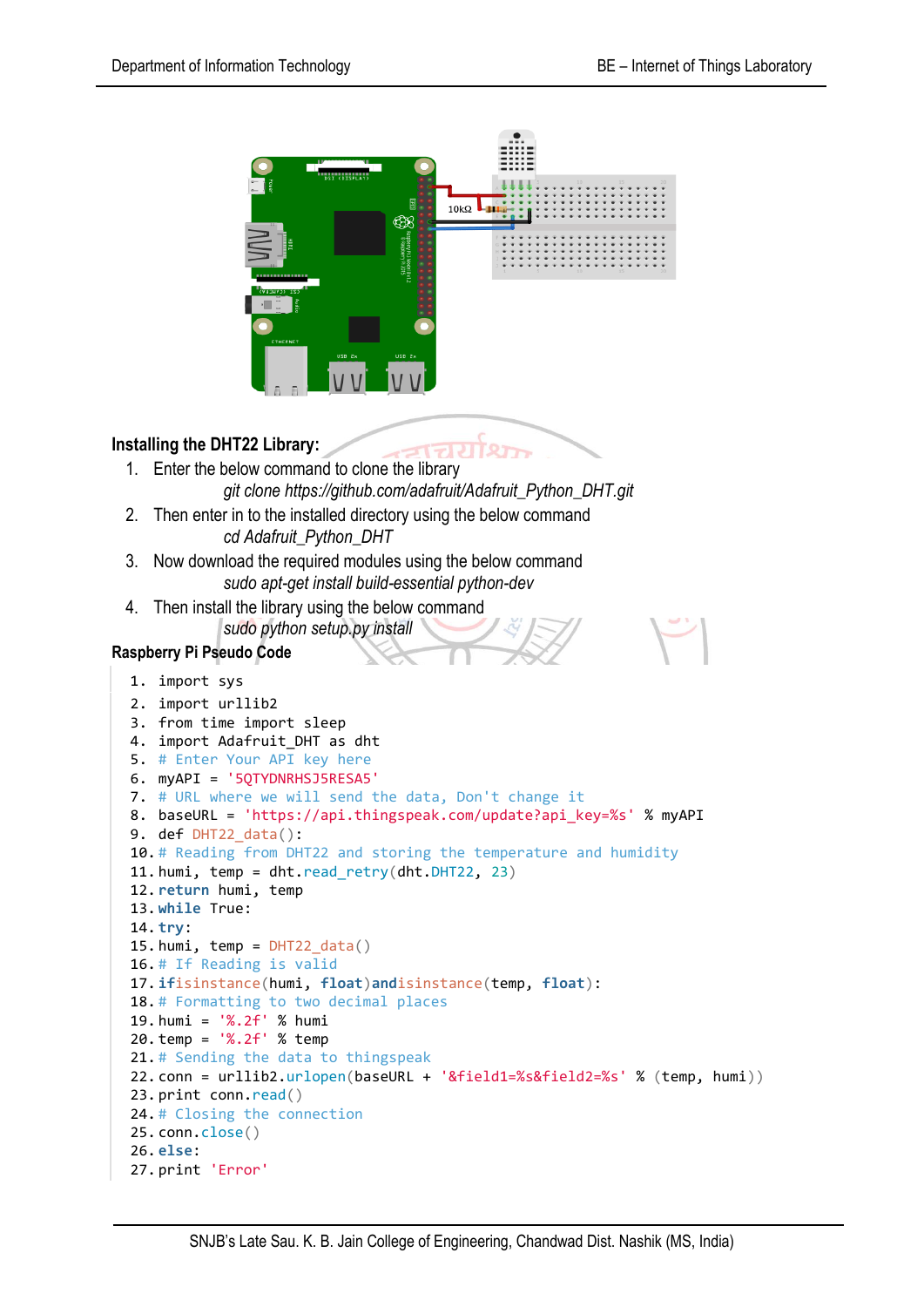### Installing the DHT22 Library:

1. Enter the below command to clone the library
   *git clone https://github.com/adafruit/Adafruit_Python_DHT.git*
2. Then enter in to the installed directory using the below command
   *cd Adafruit_Python_DHT*
3. Now download the required modules using the below command
   *sudo apt-get install build-essential python-dev*
4. Then install the library using the below command
   *sudo python setup.py install*

### Raspberry Pi Pseudo Code

```
1. import sys
2. import urllib2
3. from time import sleep
4. import Adafruit_DHT as dht
5. # Enter Your API key here
6. myAPI = '5QTYDNRHSJ5RESA5'
7. # URL where we will send the data, Don't change it
8. baseURL = 'https://api.thingspeak.com/update?api_key=%s' % myAPI
9. def DHT22_data():
10.# Reading from DHT22 and storing the temperature and humidity
11.humi, temp = dht.read_retry(dht.DHT22, 23)
12.return humi, temp
13.while True:
14.try:
15.humi, temp = DHT22_data()
16.# If Reading is valid
17.ifisinstance(humi, float)andisinstance(temp, float):
18.# Formatting to two decimal places
19.humi = '%.2f' % humi
20.temp = '%.2f' % temp
21.# Sending the data to thingspeak
22.conn = urllib2.urlopen(baseURL + '&field1=%s&field2=%s' % (temp, humi))
23.print conn.read()
24.# Closing the connection
25.conn.close()
26.else:
27.print 'Error'
```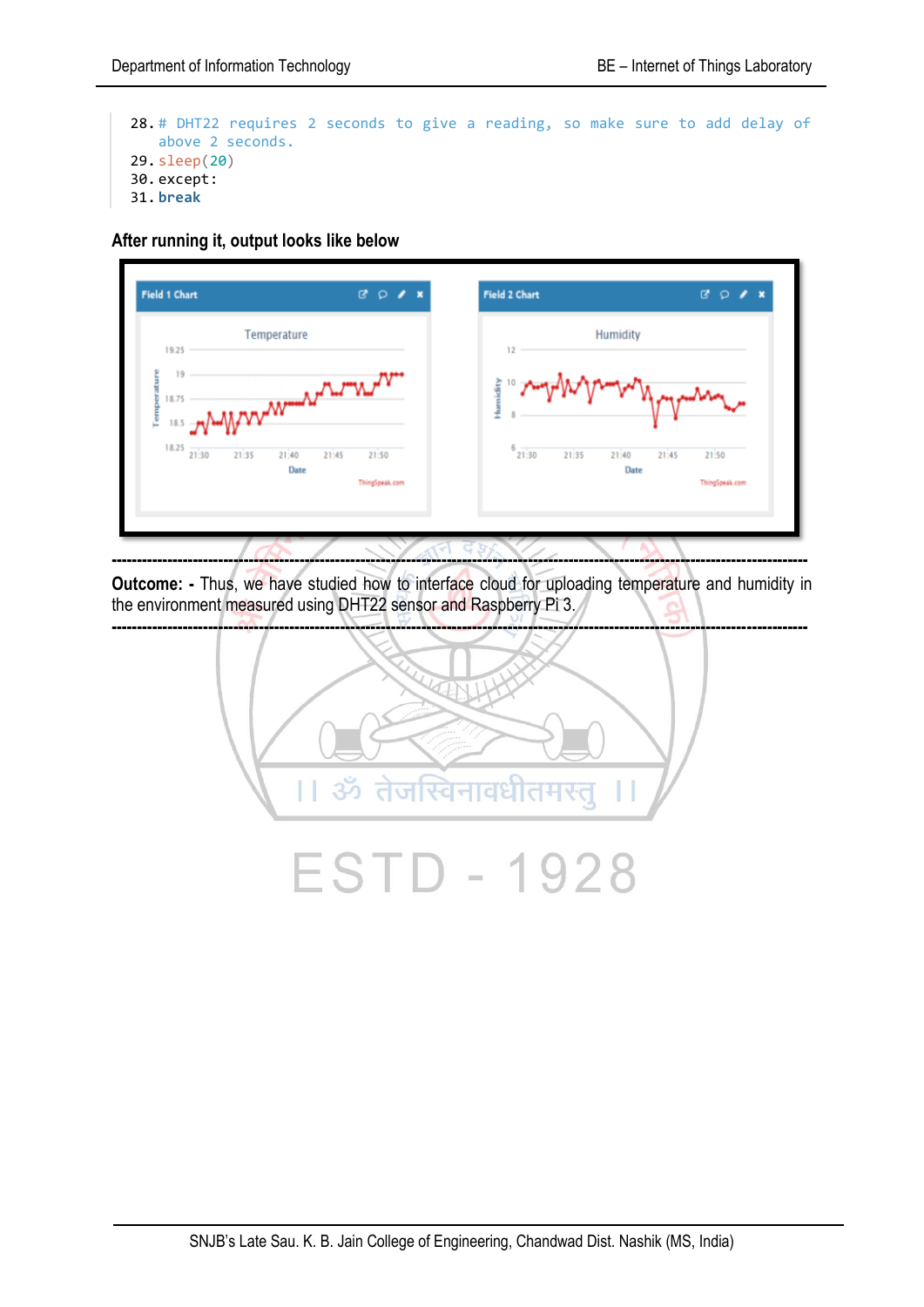```
28. # DHT22 requires 2 seconds to give a reading, so make sure to add delay of
    above 2 seconds.
29. sleep(20)
30. except:
31. break
```

**After running it, output looks like below**

Field 1 Chart

Temperature

19.25
19
18.75
18.5
18.25

Temperature

21:30 21:35 21:40 21:45 21:50

Date

ThingSpeak.com

Field 2 Chart

Humidity

12
10
8
6

Humidity

21:30 21:35 21:40 21:45 21:50

Date

ThingSpeak.com

---

**Outcome: -** Thus, we have studied how to interface cloud for uploading temperature and humidity in the environment measured using DHT22 sensor and Raspberry Pi 3.

---